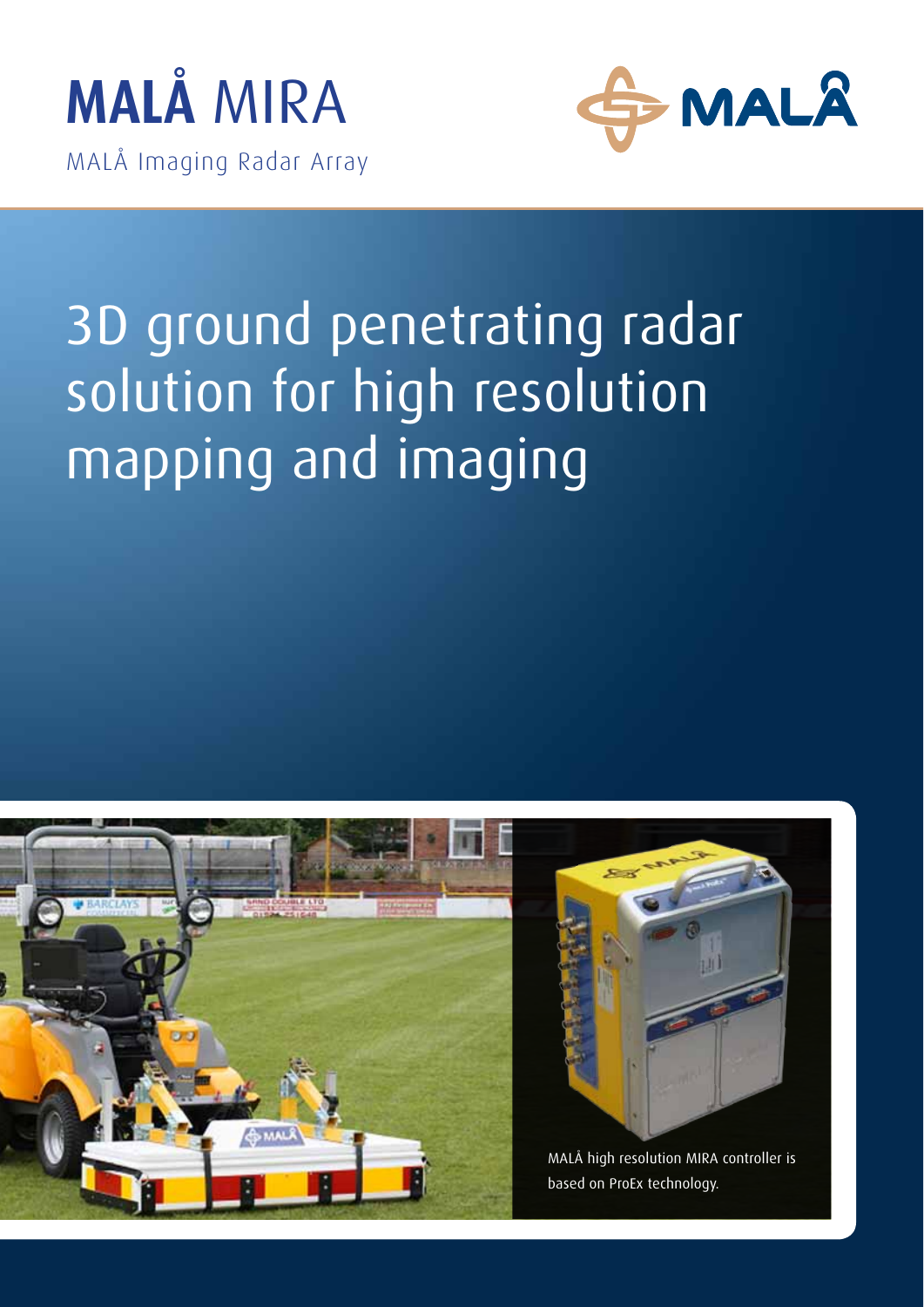# MALÅ MIRA

MALÅ Imaging Radar Array

## 3D ground penetrating radar solution for high resolution mapping and imaging

MALÅ high resolution MIRA controller is based on ProEx technology.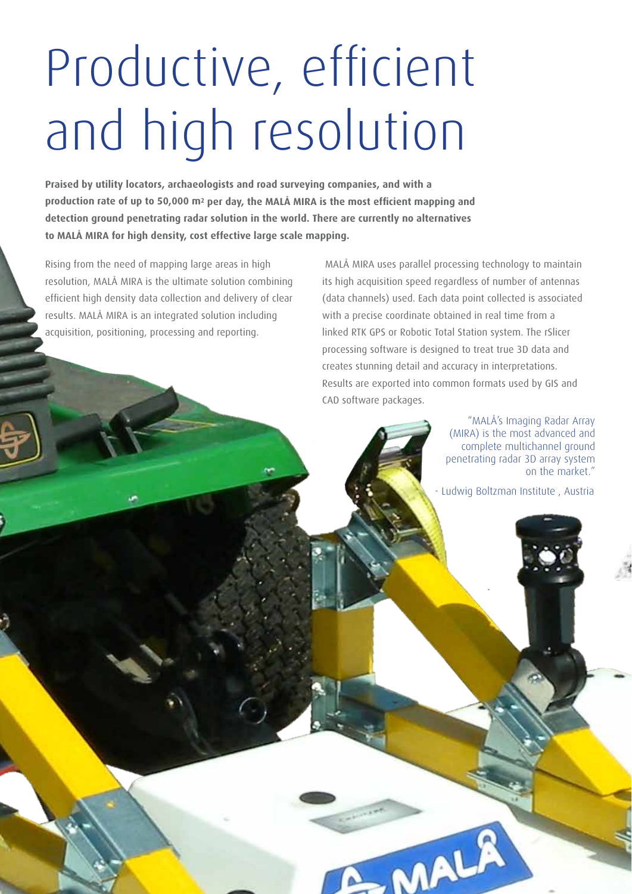# Productive, efficient and high resolution

**Praised by utility locators, archaeologists and road surveying companies, and with a production rate of up to 50,000 m² per day, the MALÅ MIRA is the most efficient mapping and detection ground penetrating radar solution in the world. There are currently no alternatives to MALÅ MIRA for high density, cost effective large scale mapping.**

Rising from the need of mapping large areas in high resolution, MALÅ MIRA is the ultimate solution combining efficient high density data collection and delivery of clear results. MALÅ MIRA is an integrated solution including acquisition, positioning, processing and reporting.

MALÅ MIRA uses parallel processing technology to maintain its high acquisition speed regardless of number of antennas (data channels) used. Each data point collected is associated with a precise coordinate obtained in real time from a linked RTK GPS or Robotic Total Station system. The rSlicer processing software is designed to treat true 3D data and creates stunning detail and accuracy in interpretations. Results are exported into common formats used by GIS and CAD software packages.

"MALÅ's Imaging Radar Array (MIRA) is the most advanced and complete multichannel ground penetrating radar 3D array system on the market."

- Ludwig Boltzman Institute , Austria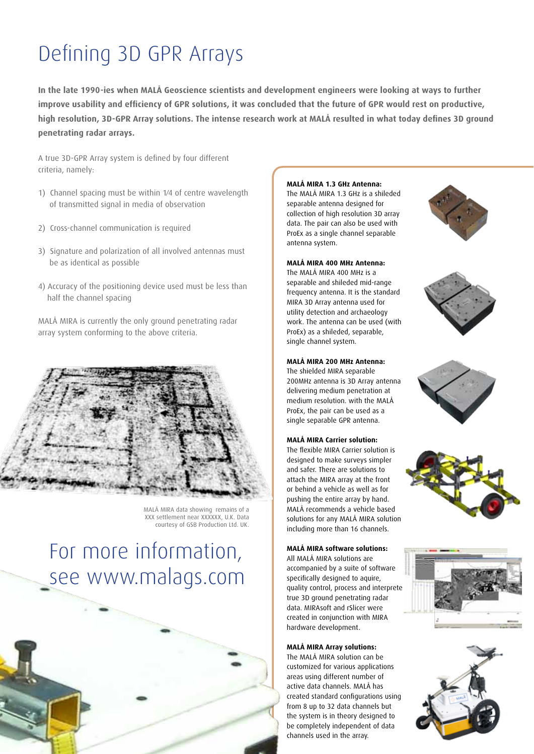# Defining 3D GPR Arrays

**In the late 1990-ies when MALÅ Geoscience scientists and development engineers were looking at ways to further improve usability and efficiency of GPR solutions, it was concluded that the future of GPR would rest on productive, high resolution, 3D-GPR Array solutions. The intense research work at MALÅ resulted in what today defines 3D ground penetrating radar arrays.**

A true 3D-GPR Array system is defined by four different criteria, namely:

1) Channel spacing must be within 1/4 of centre wavelength of transmitted signal in media of observation

2) Cross-channel communication is required

3) Signature and polarization of all involved antennas must be as identical as possible

4) Accuracy of the positioning device used must be less than half the channel spacing

MALÅ MIRA is currently the only ground penetrating radar array system conforming to the above criteria.

MALÅ MIRA data showing remains of a XXX settlement near XXXXXX, U.K. Data courtesy of GSB Production Ltd. UK.

## For more information, see www.malags.com

**MALÅ MIRA 1.3 GHz Antenna:**
The MALÅ MIRA 1.3 GHz is a shileded separable antenna designed for collection of high resolution 3D array data. The pair can also be used with ProEx as a single channel separable antenna system.

**MALÅ MIRA 400 MHz Antenna:**
The MALÅ MIRA 400 MHz is a separable and shileded mid-range frequency antenna. It is the standard MIRA 3D Array antenna used for utility detection and archaeology work. The antenna can be used (with ProEx) as a shileded, separable, single channel system.

**MALÅ MIRA 200 MHz Antenna:**
The shielded MIRA separable 200MHz antenna is 3D Array antenna delivering medium penetration at medium resolution. with the MALÅ ProEx, the pair can be used as a single separable GPR antenna.

**MALÅ MIRA Carrier solution:**
The flexible MIRA Carrier solution is designed to make surveys simpler and safer. There are solutions to attach the MIRA array at the front or behind a vehicle as well as for pushing the entire array by hand. MALÅ recommends a vehicle based solutions for any MALÅ MIRA solution including more than 16 channels.

**MALÅ MIRA software solutions:**
All MALÅ MIRA solutions are accompanied by a suite of software specifically designed to aquire, quality control, process and interprete true 3D ground penetrating radar data. MIRAsoft and rSlicer were created in conjunction with MIRA hardware development.

**MALÅ MIRA Array solutions:**
The MALÅ MIRA solution can be customized for various applications areas using different number of active data channels. MALÅ has created standard configurations using from 8 up to 32 data channels but the system is in theory designed to be completely independent of data channels used in the array.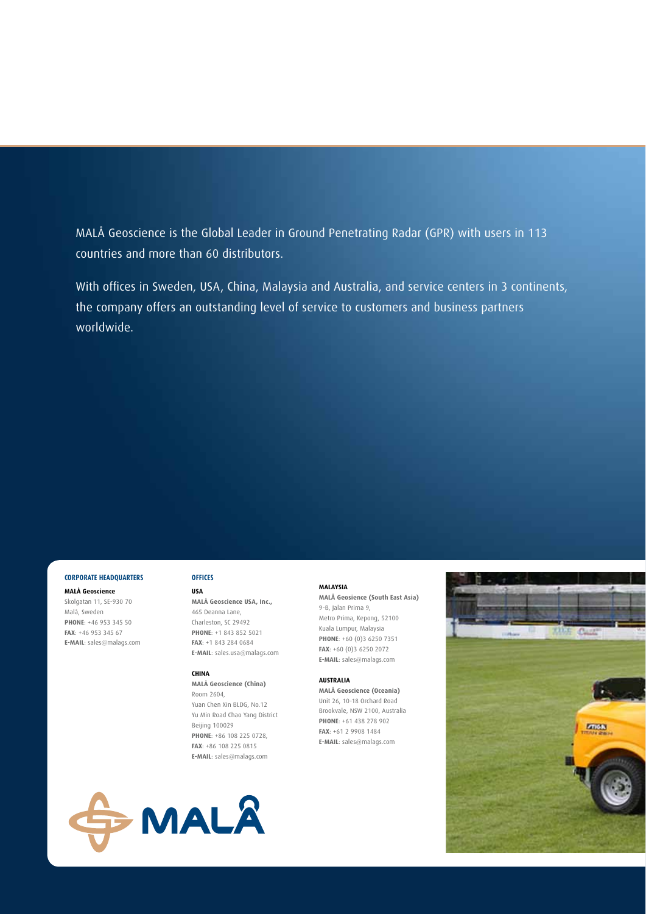MALÅ Geoscience is the Global Leader in Ground Penetrating Radar (GPR) with users in 113 countries and more than 60 distributors.

With offices in Sweden, USA, China, Malaysia and Australia, and service centers in 3 continents, the company offers an outstanding level of service to customers and business partners worldwide.

### CORPORATE HEADQUARTERS

**MALÅ Geoscience**
Skolgatan 11, SE-930 70
Malå, Sweden
**PHONE**: +46 953 345 50
**FAX**: +46 953 345 67
**E-MAIL**: sales@malags.com

### OFFICES

**USA**
**MALÅ Geoscience USA, Inc.,**
465 Deanna Lane,
Charleston, SC 29492
**PHONE**: +1 843 852 5021
**FAX**: +1 843 284 0684
**E-MAIL**: sales.usa@malags.com

**CHINA**
**MALÅ Geoscience (China)**
Room 2604,
Yuan Chen Xin BLDG, No.12
Yu Min Road Chao Yang District
Beijing 100029
**PHONE**: +86 108 225 0728,
**FAX**: +86 108 225 0815
**E-MAIL**: sales@malags.com

**MALAYSIA**
**MALÅ Geosience (South East Asia)**
9-B, Jalan Prima 9,
Metro Prima, Kepong, 52100
Kuala Lumpur, Malaysia
**PHONE**: +60 (0)3 6250 7351
**FAX**: +60 (0)3 6250 2072
**E-MAIL**: sales@malags.com

**AUSTRALIA**
**MALÅ Geoscience (Oceania)**
Unit 26, 10-18 Orchard Road
Brookvale, NSW 2100, Australia
**PHONE**: +61 438 278 902
**FAX**: +61 2 9908 1484
**E-MAIL**: sales@malags.com

MALÅ